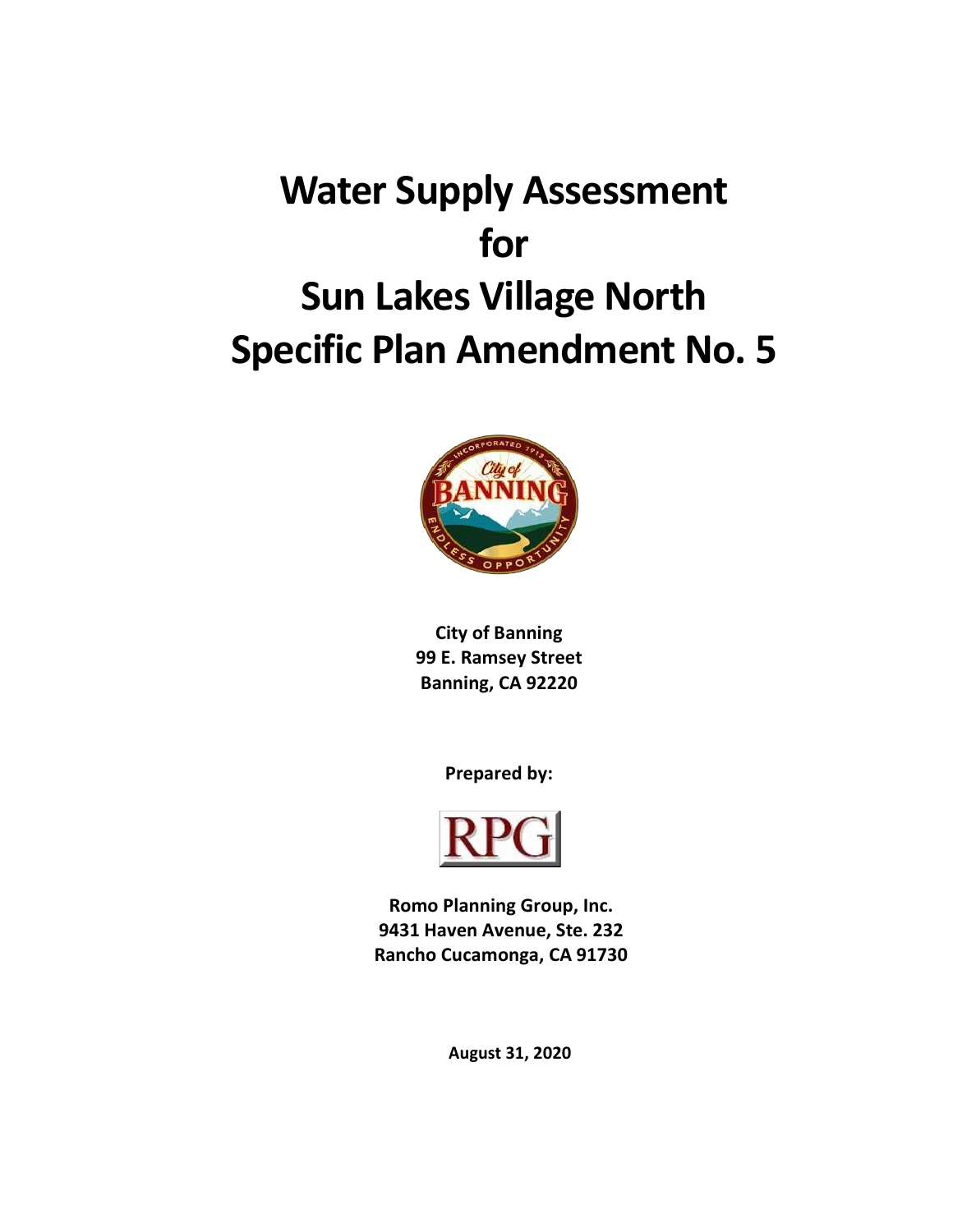# Water Supply Assessment for Sun Lakes Village North Specific Plan Amendment No. 5

**City of Banning**
**99 E. Ramsey Street**
**Banning, CA 92220**

**Prepared by:**

**Romo Planning Group, Inc.**
**9431 Haven Avenue, Ste. 232**
**Rancho Cucamonga, CA 91730**

**August 31, 2020**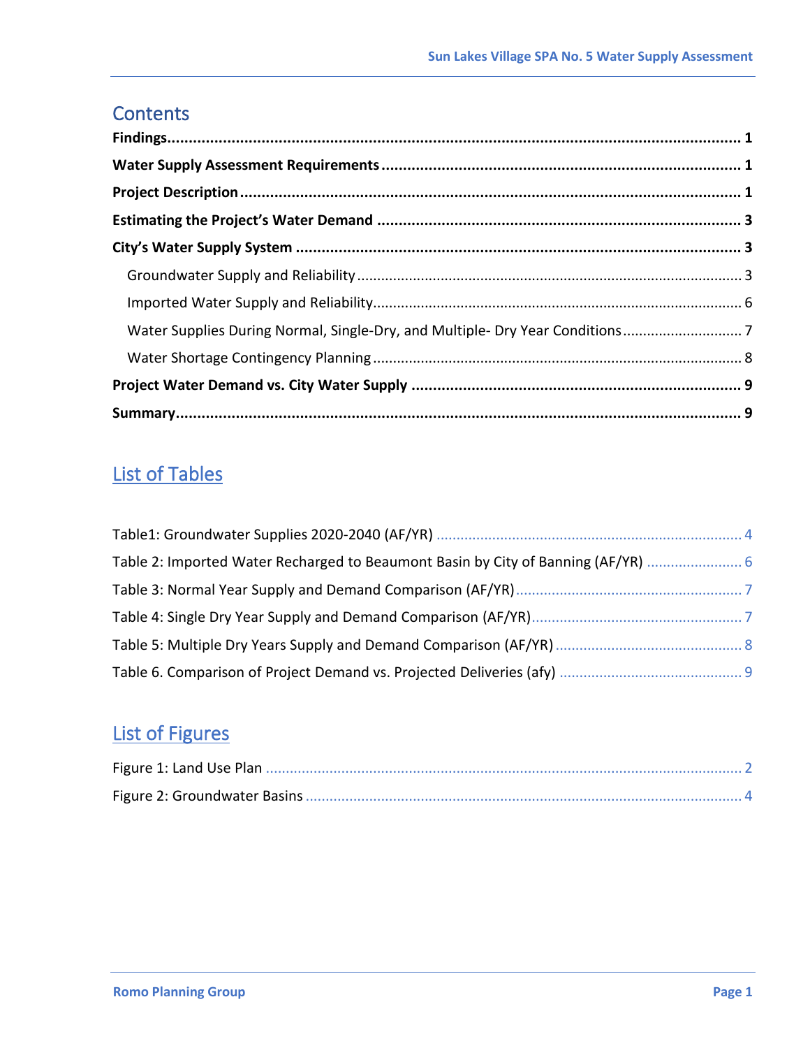# Contents

**Findings** ........................................................................................................ **1**

**Water Supply Assessment Requirements** ........................................................ **1**

**Project Description** ........................................................................................ **1**

**Estimating the Project's Water Demand** .......................................................... **3**

**City's Water Supply System** ........................................................................... **3**

- Groundwater Supply and Reliability ................................................................ 3
- Imported Water Supply and Reliability ............................................................. 6
- Water Supplies During Normal, Single-Dry, and Multiple- Dry Year Conditions ............ 7
- Water Shortage Contingency Planning ............................................................. 8

**Project Water Demand vs. City Water Supply** ................................................... **9**

**Summary** ...................................................................................................... **9**

## List of Tables

Table1: Groundwater Supplies 2020-2040 (AF/YR) .................................................. 4

Table 2: Imported Water Recharged to Beaumont Basin by City of Banning (AF/YR) ......... 6

Table 3: Normal Year Supply and Demand Comparison (AF/YR) .................................. 7

Table 4: Single Dry Year Supply and Demand Comparison (AF/YR) ............................... 7

Table 5: Multiple Dry Years Supply and Demand Comparison (AF/YR) ........................... 8

Table 6. Comparison of Project Demand vs. Projected Deliveries (afy) .......................... 9

## List of Figures

Figure 1: Land Use Plan ..................................................................................... 2

Figure 2: Groundwater Basins .............................................................................. 4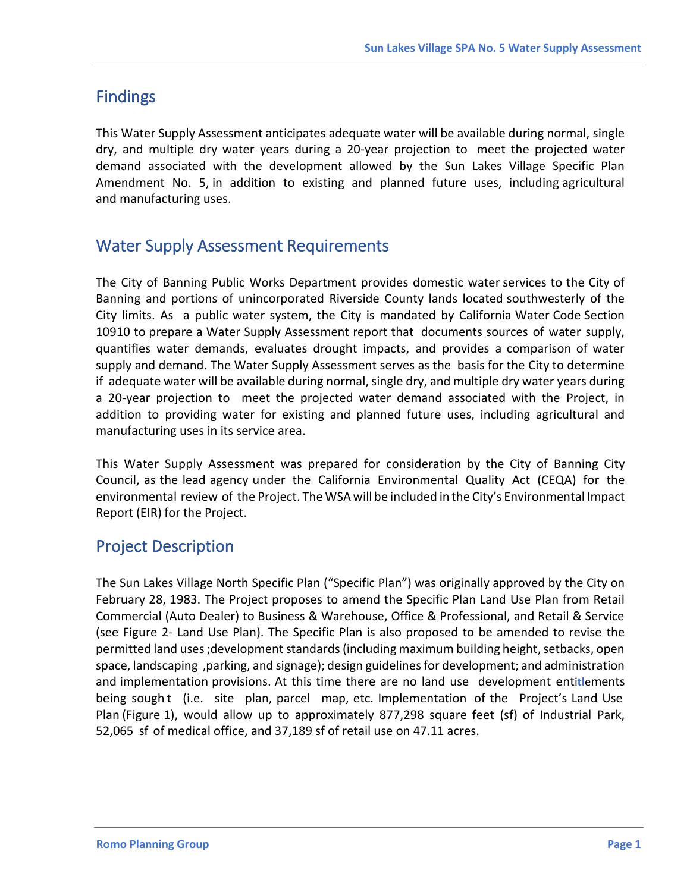## Findings

This Water Supply Assessment anticipates adequate water will be available during normal, single dry, and multiple dry water years during a 20-year projection to meet the projected water demand associated with the development allowed by the Sun Lakes Village Specific Plan Amendment No. 5, in addition to existing and planned future uses, including agricultural and manufacturing uses.

## Water Supply Assessment Requirements

The City of Banning Public Works Department provides domestic water services to the City of Banning and portions of unincorporated Riverside County lands located southwesterly of the City limits. As a public water system, the City is mandated by California Water Code Section 10910 to prepare a Water Supply Assessment report that documents sources of water supply, quantifies water demands, evaluates drought impacts, and provides a comparison of water supply and demand. The Water Supply Assessment serves as the basis for the City to determine if adequate water will be available during normal, single dry, and multiple dry water years during a 20-year projection to meet the projected water demand associated with the Project, in addition to providing water for existing and planned future uses, including agricultural and manufacturing uses in its service area.

This Water Supply Assessment was prepared for consideration by the City of Banning City Council, as the lead agency under the California Environmental Quality Act (CEQA) for the environmental review of the Project. The WSA will be included in the City's Environmental Impact Report (EIR) for the Project.

## Project Description

The Sun Lakes Village North Specific Plan ("Specific Plan") was originally approved by the City on February 28, 1983. The Project proposes to amend the Specific Plan Land Use Plan from Retail Commercial (Auto Dealer) to Business & Warehouse, Office & Professional, and Retail & Service (see Figure 2- Land Use Plan). The Specific Plan is also proposed to be amended to revise the permitted land uses ;development standards (including maximum building height, setbacks, open space, landscaping ,parking, and signage); design guidelines for development; and administration and implementation provisions. At this time there are no land use development entitlements being sought (i.e. site plan, parcel map, etc. Implementation of the Project's Land Use Plan (Figure 1), would allow up to approximately 877,298 square feet (sf) of Industrial Park, 52,065 sf of medical office, and 37,189 sf of retail use on 47.11 acres.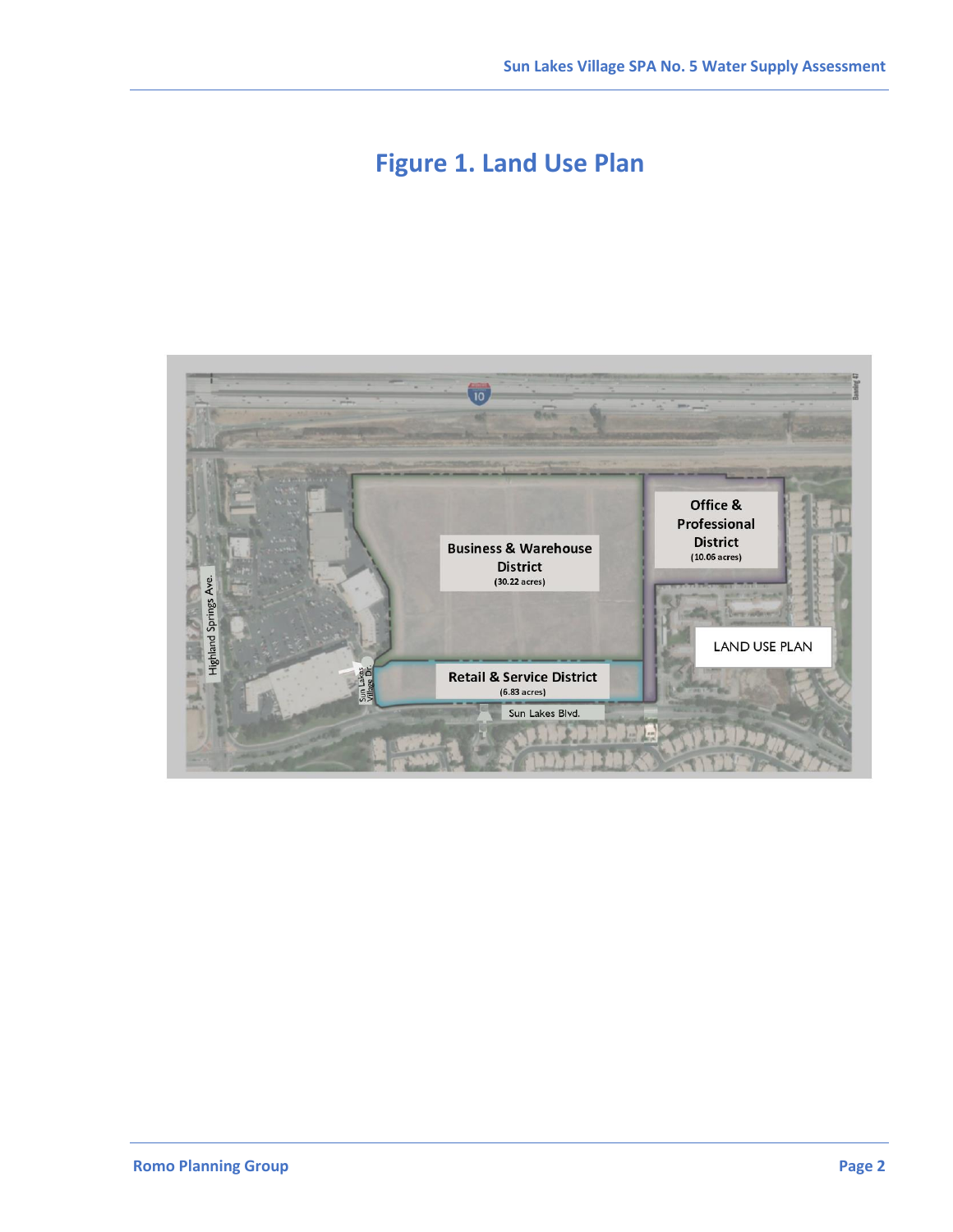# Figure 1. Land Use Plan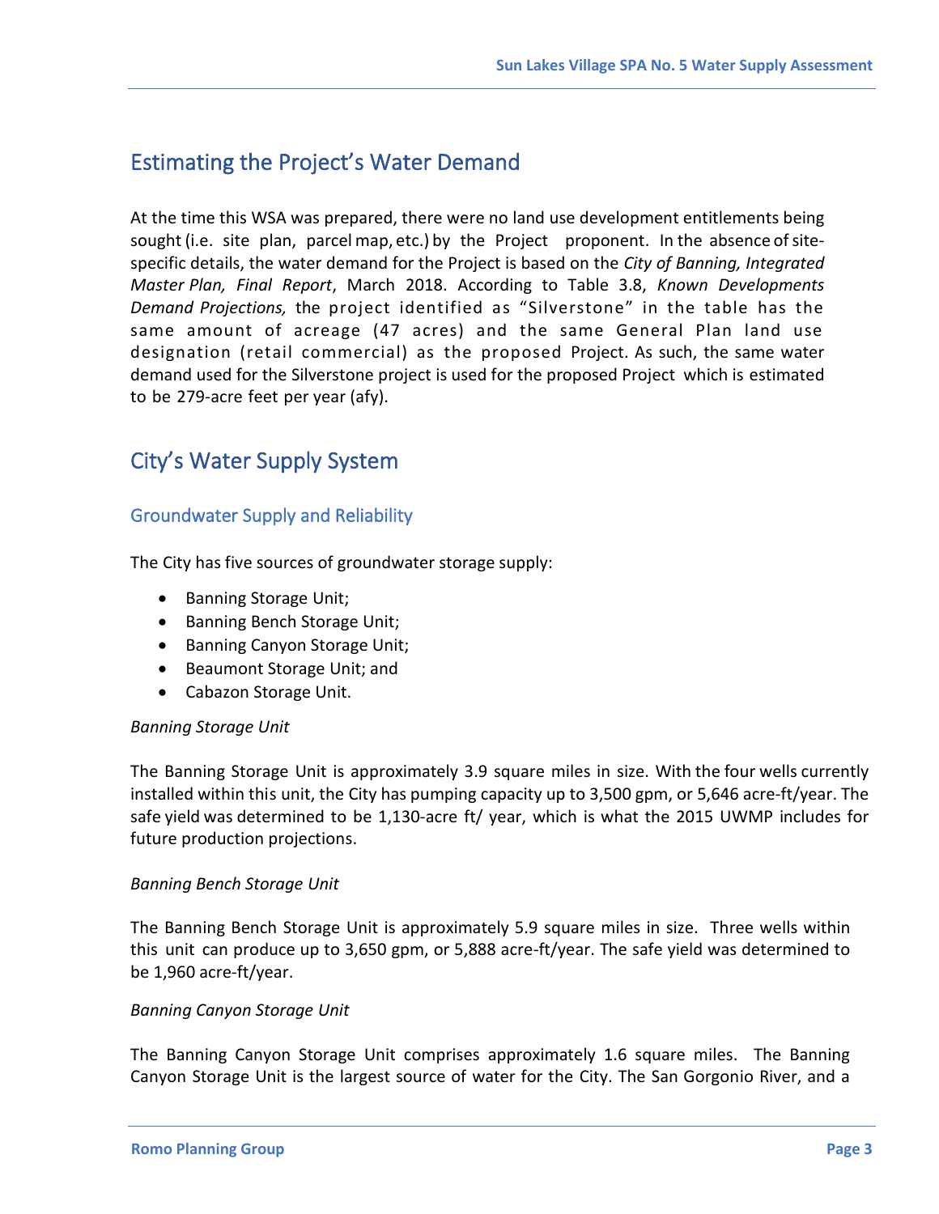## Estimating the Project's Water Demand

At the time this WSA was prepared, there were no land use development entitlements being sought (i.e. site plan, parcel map, etc.) by the Project proponent. In the absence of site-specific details, the water demand for the Project is based on the *City of Banning, Integrated Master Plan, Final Report*, March 2018. According to Table 3.8, *Known Developments Demand Projections,* the project identified as "Silverstone" in the table has the same amount of acreage (47 acres) and the same General Plan land use designation (retail commercial) as the proposed Project. As such, the same water demand used for the Silverstone project is used for the proposed Project which is estimated to be 279-acre feet per year (afy).

## City's Water Supply System

### Groundwater Supply and Reliability

The City has five sources of groundwater storage supply:

- Banning Storage Unit;
- Banning Bench Storage Unit;
- Banning Canyon Storage Unit;
- Beaumont Storage Unit; and
- Cabazon Storage Unit.

*Banning Storage Unit*

The Banning Storage Unit is approximately 3.9 square miles in size. With the four wells currently installed within this unit, the City has pumping capacity up to 3,500 gpm, or 5,646 acre-ft/year. The safe yield was determined to be 1,130-acre ft/ year, which is what the 2015 UWMP includes for future production projections.

*Banning Bench Storage Unit*

The Banning Bench Storage Unit is approximately 5.9 square miles in size. Three wells within this unit can produce up to 3,650 gpm, or 5,888 acre-ft/year. The safe yield was determined to be 1,960 acre-ft/year.

*Banning Canyon Storage Unit*

The Banning Canyon Storage Unit comprises approximately 1.6 square miles. The Banning Canyon Storage Unit is the largest source of water for the City. The San Gorgonio River, and a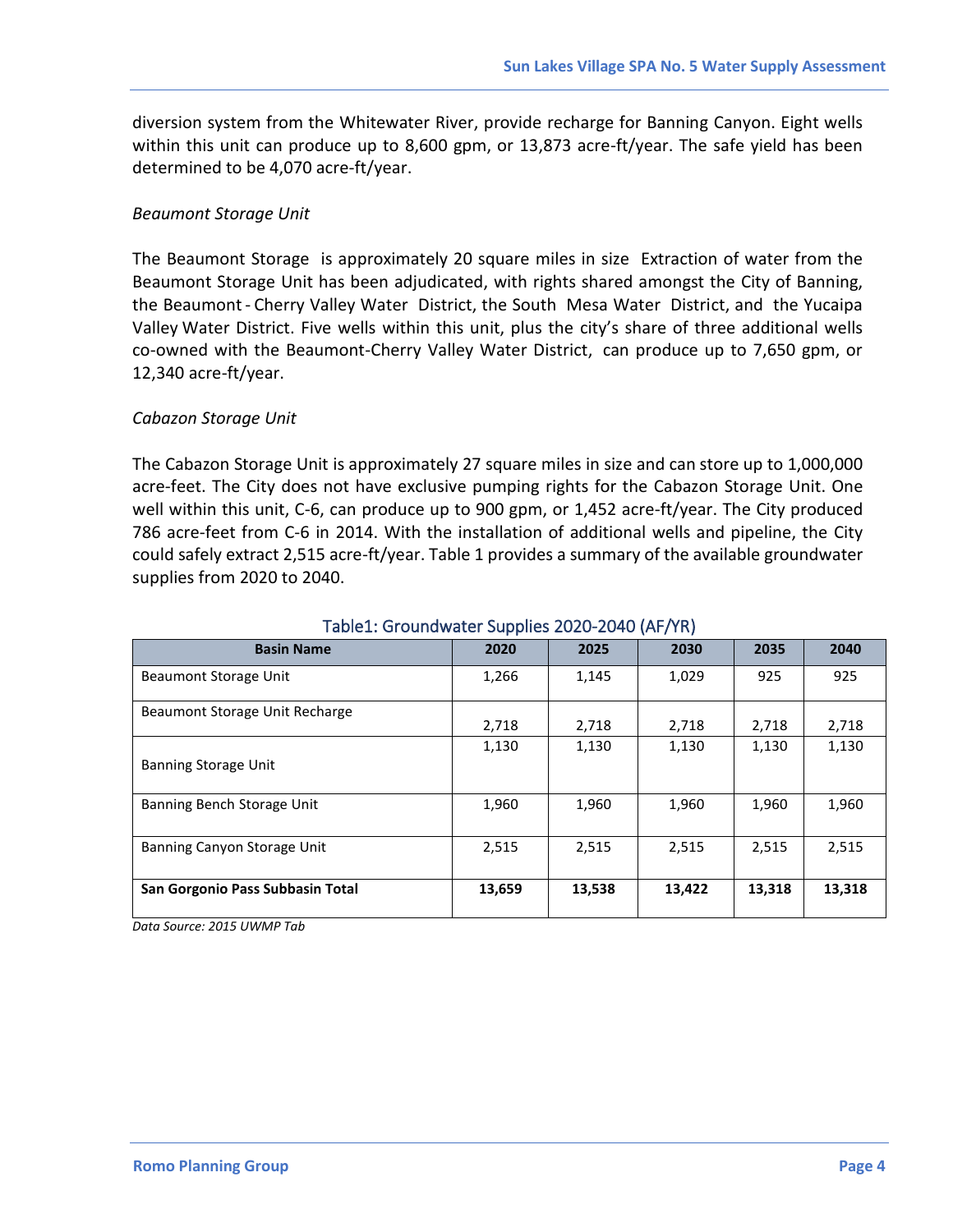diversion system from the Whitewater River, provide recharge for Banning Canyon. Eight wells within this unit can produce up to 8,600 gpm, or 13,873 acre-ft/year. The safe yield has been determined to be 4,070 acre-ft/year.

*Beaumont Storage Unit*

The Beaumont Storage is approximately 20 square miles in size Extraction of water from the Beaumont Storage Unit has been adjudicated, with rights shared amongst the City of Banning, the Beaumont - Cherry Valley Water District, the South Mesa Water District, and the Yucaipa Valley Water District. Five wells within this unit, plus the city's share of three additional wells co-owned with the Beaumont-Cherry Valley Water District, can produce up to 7,650 gpm, or 12,340 acre-ft/year.

*Cabazon Storage Unit*

The Cabazon Storage Unit is approximately 27 square miles in size and can store up to 1,000,000 acre-feet. The City does not have exclusive pumping rights for the Cabazon Storage Unit. One well within this unit, C-6, can produce up to 900 gpm, or 1,452 acre-ft/year. The City produced 786 acre-feet from C-6 in 2014. With the installation of additional wells and pipeline, the City could safely extract 2,515 acre-ft/year. Table 1 provides a summary of the available groundwater supplies from 2020 to 2040.

Table1: Groundwater Supplies 2020-2040 (AF/YR)

| Basin Name | 2020 | 2025 | 2030 | 2035 | 2040 |
|---|---|---|---|---|---|
| Beaumont Storage Unit | 1,266 | 1,145 | 1,029 | 925 | 925 |
| Beaumont Storage Unit Recharge | 2,718 | 2,718 | 2,718 | 2,718 | 2,718 |
| Banning Storage Unit | 1,130 | 1,130 | 1,130 | 1,130 | 1,130 |
| Banning Bench Storage Unit | 1,960 | 1,960 | 1,960 | 1,960 | 1,960 |
| Banning Canyon Storage Unit | 2,515 | 2,515 | 2,515 | 2,515 | 2,515 |
| **San Gorgonio Pass Subbasin Total** | **13,659** | **13,538** | **13,422** | **13,318** | **13,318** |

*Data Source: 2015 UWMP Tab*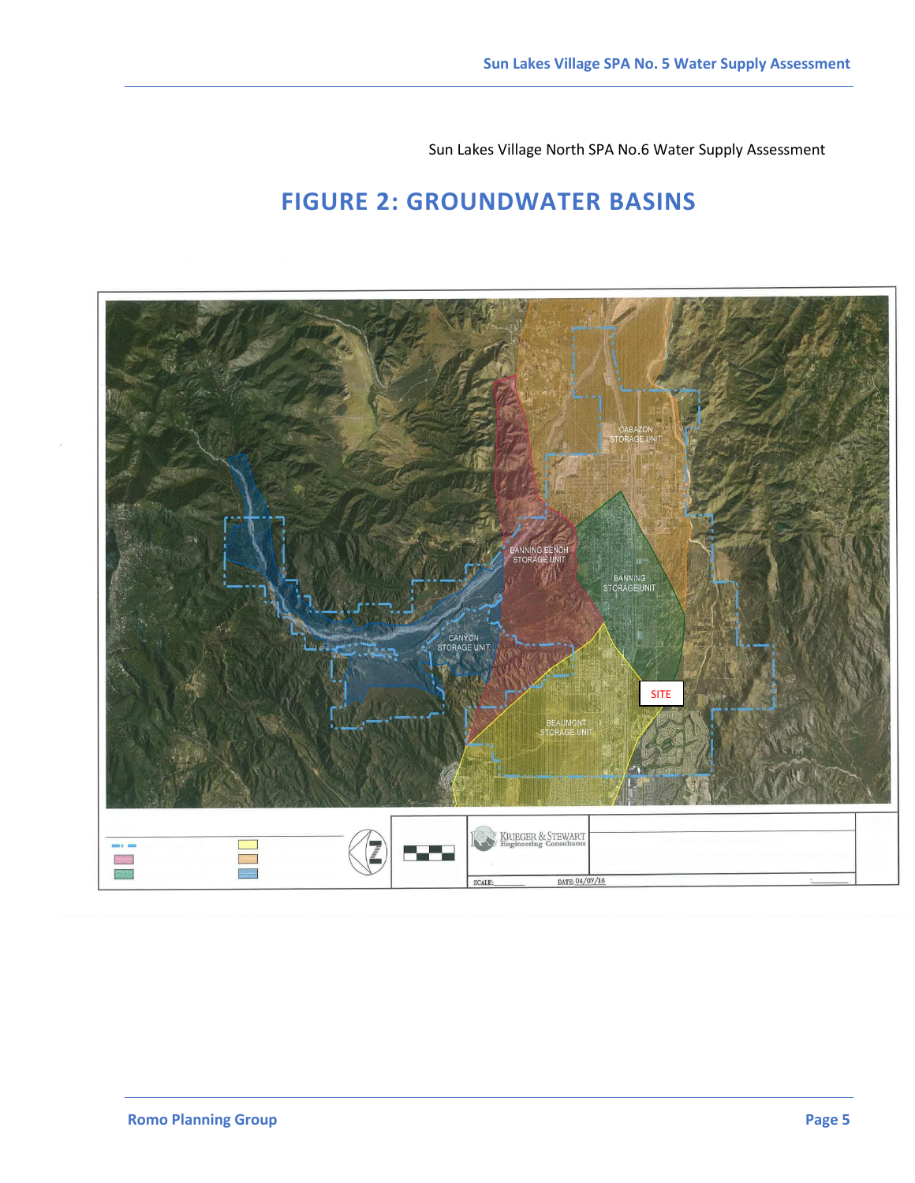Sun Lakes Village North SPA No.6 Water Supply Assessment

# FIGURE 2: GROUNDWATER BASINS

CABAZON STORAGE UNIT

BANNING BENCH STORAGE UNIT

BANNING STORAGE UNIT

CANYON STORAGE UNIT

BEAUMONT STORAGE UNIT

SITE

KRIEGER & STEWART Engineering Consultants

SCALE:

DATE: 04/07/16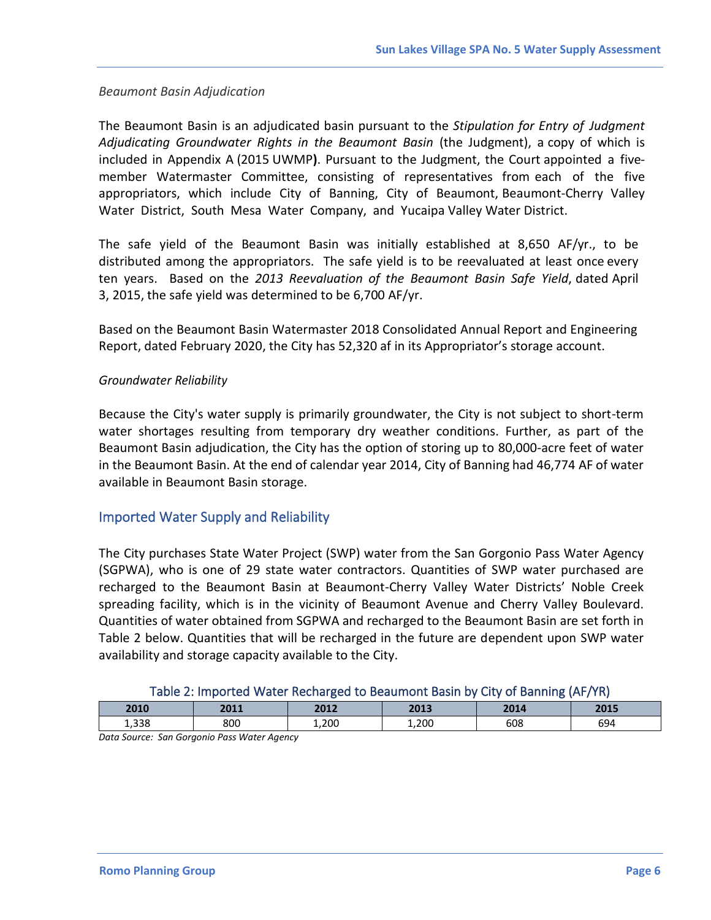*Beaumont Basin Adjudication*

The Beaumont Basin is an adjudicated basin pursuant to the *Stipulation for Entry of Judgment Adjudicating Groundwater Rights in the Beaumont Basin* (the Judgment), a copy of which is included in Appendix A (2015 UWMP**)**. Pursuant to the Judgment, the Court appointed a five-member Watermaster Committee, consisting of representatives from each of the five appropriators, which include City of Banning, City of Beaumont, Beaumont-Cherry Valley Water District, South Mesa Water Company, and Yucaipa Valley Water District.

The safe yield of the Beaumont Basin was initially established at 8,650 AF/yr., to be distributed among the appropriators. The safe yield is to be reevaluated at least once every ten years. Based on the *2013 Reevaluation of the Beaumont Basin Safe Yield*, dated April 3, 2015, the safe yield was determined to be 6,700 AF/yr.

Based on the Beaumont Basin Watermaster 2018 Consolidated Annual Report and Engineering Report, dated February 2020, the City has 52,320 af in its Appropriator's storage account.

*Groundwater Reliability*

Because the City's water supply is primarily groundwater, the City is not subject to short-term water shortages resulting from temporary dry weather conditions. Further, as part of the Beaumont Basin adjudication, the City has the option of storing up to 80,000-acre feet of water in the Beaumont Basin. At the end of calendar year 2014, City of Banning had 46,774 AF of water available in Beaumont Basin storage.

## Imported Water Supply and Reliability

The City purchases State Water Project (SWP) water from the San Gorgonio Pass Water Agency (SGPWA), who is one of 29 state water contractors. Quantities of SWP water purchased are recharged to the Beaumont Basin at Beaumont-Cherry Valley Water Districts' Noble Creek spreading facility, which is in the vicinity of Beaumont Avenue and Cherry Valley Boulevard. Quantities of water obtained from SGPWA and recharged to the Beaumont Basin are set forth in Table 2 below. Quantities that will be recharged in the future are dependent upon SWP water availability and storage capacity available to the City.

Table 2: Imported Water Recharged to Beaumont Basin by City of Banning (AF/YR)

| 2010 | 2011 | 2012 | 2013 | 2014 | 2015 |
|---|---|---|---|---|---|
| 1,338 | 800 | 1,200 | 1,200 | 608 | 694 |

*Data Source: San Gorgonio Pass Water Agency*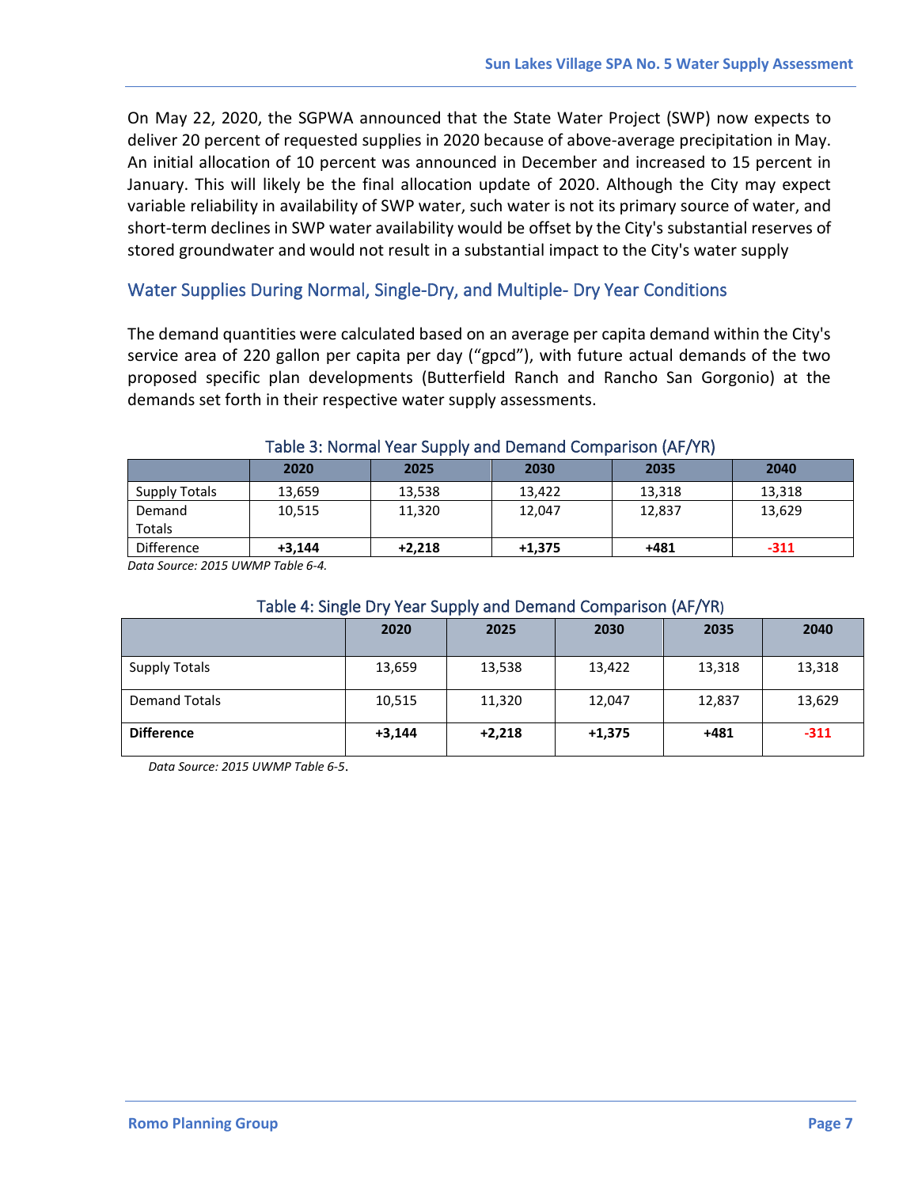On May 22, 2020, the SGPWA announced that the State Water Project (SWP) now expects to deliver 20 percent of requested supplies in 2020 because of above-average precipitation in May. An initial allocation of 10 percent was announced in December and increased to 15 percent in January. This will likely be the final allocation update of 2020. Although the City may expect variable reliability in availability of SWP water, such water is not its primary source of water, and short-term declines in SWP water availability would be offset by the City's substantial reserves of stored groundwater and would not result in a substantial impact to the City's water supply

## Water Supplies During Normal, Single-Dry, and Multiple- Dry Year Conditions

The demand quantities were calculated based on an average per capita demand within the City's service area of 220 gallon per capita per day ("gpcd"), with future actual demands of the two proposed specific plan developments (Butterfield Ranch and Rancho San Gorgonio) at the demands set forth in their respective water supply assessments.

### Table 3: Normal Year Supply and Demand Comparison (AF/YR)

| | 2020 | 2025 | 2030 | 2035 | 2040 |
|---|---|---|---|---|---|
| Supply Totals | 13,659 | 13,538 | 13,422 | 13,318 | 13,318 |
| Demand Totals | 10,515 | 11,320 | 12,047 | 12,837 | 13,629 |
| Difference | **+3,144** | **+2,218** | **+1,375** | **+481** | **-311** |

*Data Source: 2015 UWMP Table 6-4.*

### Table 4: Single Dry Year Supply and Demand Comparison (AF/YR)

| | 2020 | 2025 | 2030 | 2035 | 2040 |
|---|---|---|---|---|---|
| Supply Totals | 13,659 | 13,538 | 13,422 | 13,318 | 13,318 |
| Demand Totals | 10,515 | 11,320 | 12,047 | 12,837 | 13,629 |
| **Difference** | **+3,144** | **+2,218** | **+1,375** | **+481** | **-311** |

*Data Source: 2015 UWMP Table 6-5.*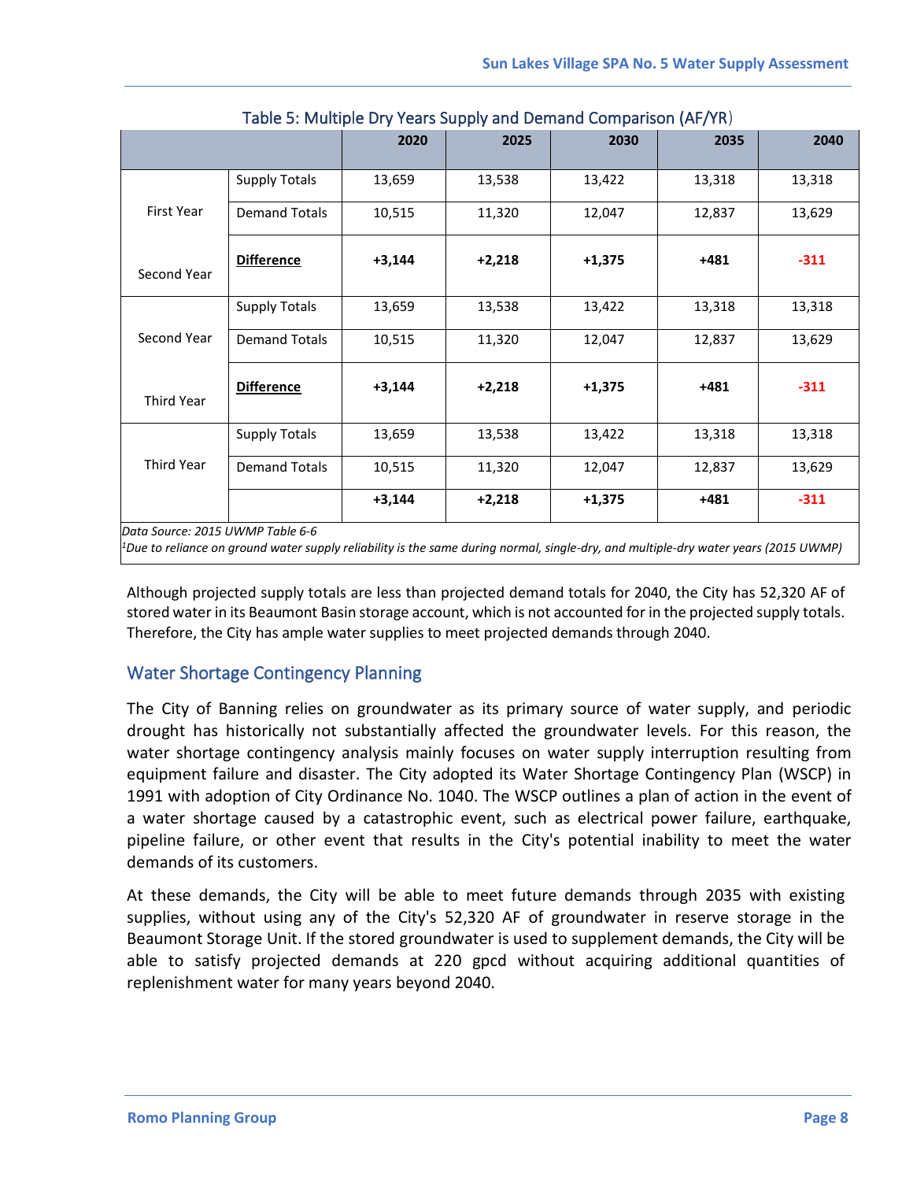Table 5: Multiple Dry Years Supply and Demand Comparison (AF/YR)

| | | 2020 | 2025 | 2030 | 2035 | 2040 |
|---|---|---|---|---|---|---|
| First Year | Supply Totals | 13,659 | 13,538 | 13,422 | 13,318 | 13,318 |
| | Demand Totals | 10,515 | 11,320 | 12,047 | 12,837 | 13,629 |
| Second Year | **Difference** | **+3,144** | **+2,218** | **+1,375** | **+481** | **-311** |
| Second Year | Supply Totals | 13,659 | 13,538 | 13,422 | 13,318 | 13,318 |
| | Demand Totals | 10,515 | 11,320 | 12,047 | 12,837 | 13,629 |
| Third Year | **Difference** | **+3,144** | **+2,218** | **+1,375** | **+481** | **-311** |
| Third Year | Supply Totals | 13,659 | 13,538 | 13,422 | 13,318 | 13,318 |
| | Demand Totals | 10,515 | 11,320 | 12,047 | 12,837 | 13,629 |
| | | **+3,144** | **+2,218** | **+1,375** | **+481** | **-311** |

*Data Source: 2015 UWMP Table 6-6*

[1]*Due to reliance on ground water supply reliability is the same during normal, single-dry, and multiple-dry water years (2015 UWMP)*

Although projected supply totals are less than projected demand totals for 2040, the City has 52,320 AF of stored water in its Beaumont Basin storage account, which is not accounted for in the projected supply totals. Therefore, the City has ample water supplies to meet projected demands through 2040.

## Water Shortage Contingency Planning

The City of Banning relies on groundwater as its primary source of water supply, and periodic drought has historically not substantially affected the groundwater levels. For this reason, the water shortage contingency analysis mainly focuses on water supply interruption resulting from equipment failure and disaster. The City adopted its Water Shortage Contingency Plan (WSCP) in 1991 with adoption of City Ordinance No. 1040. The WSCP outlines a plan of action in the event of a water shortage caused by a catastrophic event, such as electrical power failure, earthquake, pipeline failure, or other event that results in the City's potential inability to meet the water demands of its customers.

At these demands, the City will be able to meet future demands through 2035 with existing supplies, without using any of the City's 52,320 AF of groundwater in reserve storage in the Beaumont Storage Unit. If the stored groundwater is used to supplement demands, the City will be able to satisfy projected demands at 220 gpcd without acquiring additional quantities of replenishment water for many years beyond 2040.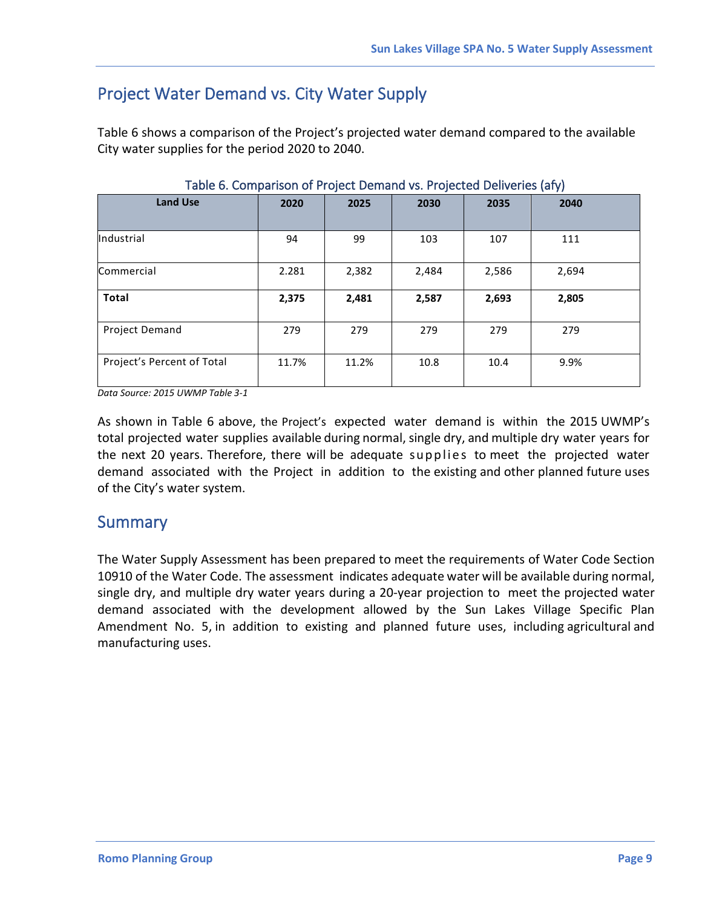## Project Water Demand vs. City Water Supply

Table 6 shows a comparison of the Project's projected water demand compared to the available City water supplies for the period 2020 to 2040.

Table 6. Comparison of Project Demand vs. Projected Deliveries (afy)

| Land Use | 2020 | 2025 | 2030 | 2035 | 2040 |
|---|---|---|---|---|---|
| Industrial | 94 | 99 | 103 | 107 | 111 |
| Commercial | 2.281 | 2,382 | 2,484 | 2,586 | 2,694 |
| **Total** | **2,375** | **2,481** | **2,587** | **2,693** | **2,805** |
| Project Demand | 279 | 279 | 279 | 279 | 279 |
| Project's Percent of Total | 11.7% | 11.2% | 10.8 | 10.4 | 9.9% |

*Data Source: 2015 UWMP Table 3-1*

As shown in Table 6 above, the Project's expected water demand is within the 2015 UWMP's total projected water supplies available during normal, single dry, and multiple dry water years for the next 20 years. Therefore, there will be adequate supplies to meet the projected water demand associated with the Project in addition to the existing and other planned future uses of the City's water system.

## Summary

The Water Supply Assessment has been prepared to meet the requirements of Water Code Section 10910 of the Water Code. The assessment indicates adequate water will be available during normal, single dry, and multiple dry water years during a 20-year projection to meet the projected water demand associated with the development allowed by the Sun Lakes Village Specific Plan Amendment No. 5, in addition to existing and planned future uses, including agricultural and manufacturing uses.